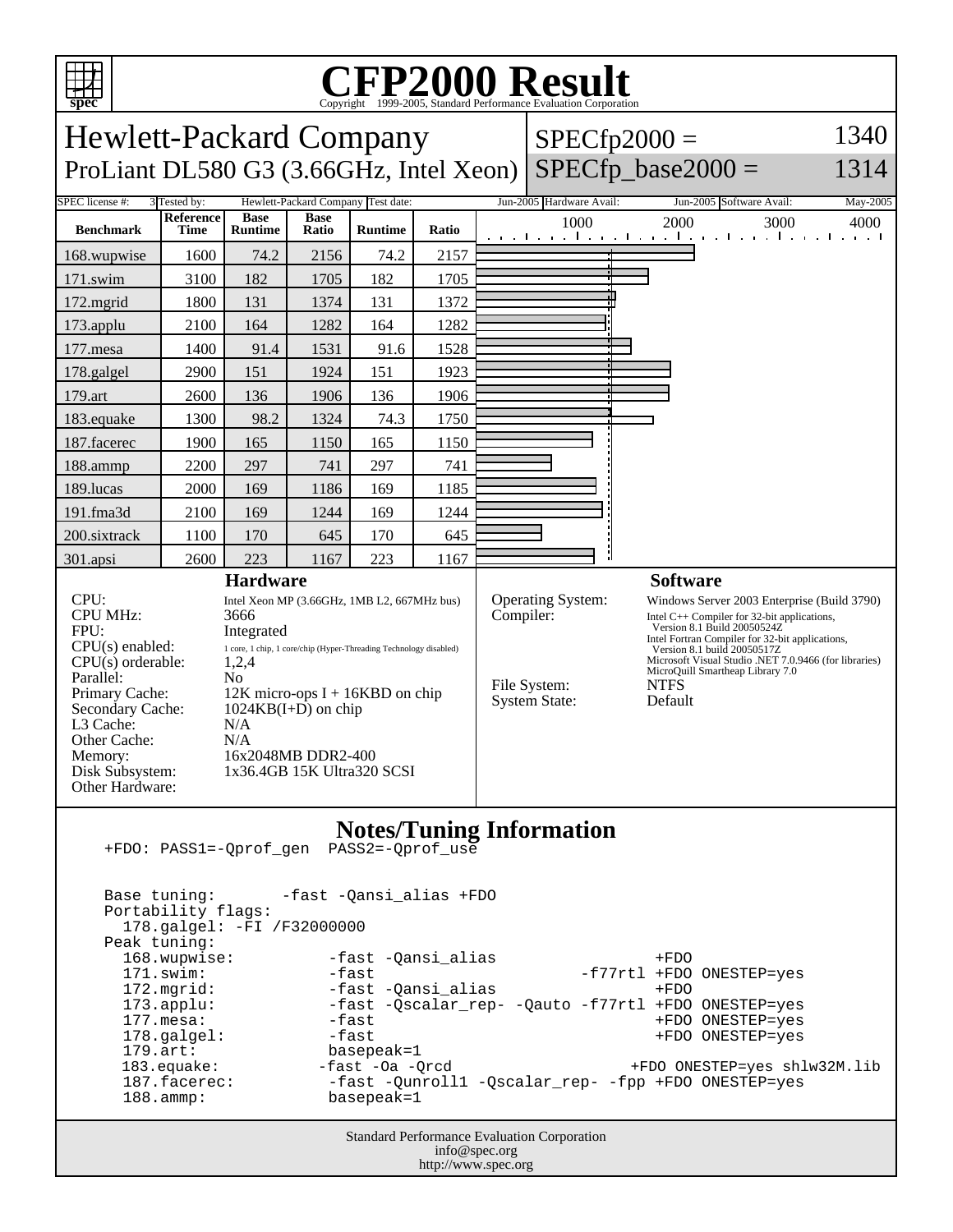# CFP2000 Result

Copyright 1999-2005, Standard Performance Evaluation Corporation

## Hewlett-Packard Company

ProLiant DL580 G3 (3.66GHz, Intel Xeon)

SPECfp2000 = 1340

SPECfp_base2000 = 1314

SPEC license #: 3 | Tested by: Hewlett-Packard Company | Test date: Jun-2005 | Hardware Avail: Jun-2005 | Software Avail: May-2005

| Benchmark | Reference Time | Base Runtime | Base Ratio | Runtime | Ratio |
|---|---|---|---|---|---|
| 168.wupwise | 1600 | 74.2 | 2156 | 74.2 | 2157 |
| 171.swim | 3100 | 182 | 1705 | 182 | 1705 |
| 172.mgrid | 1800 | 131 | 1374 | 131 | 1372 |
| 173.applu | 2100 | 164 | 1282 | 164 | 1282 |
| 177.mesa | 1400 | 91.4 | 1531 | 91.6 | 1528 |
| 178.galgel | 2900 | 151 | 1924 | 151 | 1923 |
| 179.art | 2600 | 136 | 1906 | 136 | 1906 |
| 183.equake | 1300 | 98.2 | 1324 | 74.3 | 1750 |
| 187.facerec | 1900 | 165 | 1150 | 165 | 1150 |
| 188.ammp | 2200 | 297 | 741 | 297 | 741 |
| 189.lucas | 2000 | 169 | 1186 | 169 | 1185 |
| 191.fma3d | 2100 | 169 | 1244 | 169 | 1244 |
| 200.sixtrack | 1100 | 170 | 645 | 170 | 645 |
| 301.apsi | 2600 | 223 | 1167 | 223 | 1167 |

### Hardware

| | |
|---|---|
| CPU: | Intel Xeon MP (3.66GHz, 1MB L2, 667MHz bus) |
| CPU MHz: | 3666 |
| FPU: | Integrated |
| CPU(s) enabled: | 1 core, 1 chip, 1 core/chip (Hyper-Threading Technology disabled) |
| CPU(s) orderable: | 1,2,4 |
| Parallel: | No |
| Primary Cache: | 12K micro-ops I + 16KBD on chip |
| Secondary Cache: | 1024KB(I+D) on chip |
| L3 Cache: | N/A |
| Other Cache: | N/A |
| Memory: | 16x2048MB DDR2-400 |
| Disk Subsystem: | 1x36.4GB 15K Ultra320 SCSI |
| Other Hardware: | |

### Software

| | |
|---|---|
| Operating System: | Windows Server 2003 Enterprise (Build 3790) |
| Compiler: | Intel C++ Compiler for 32-bit applications, Version 8.1 Build 20050524Z<br>Intel Fortran Compiler for 32-bit applications, Version 8.1 build 20050517Z<br>Microsoft Visual Studio .NET 7.0.9466 (for libraries)<br>MicroQuill Smartheap Library 7.0 |
| File System: | NTFS |
| System State: | Default |

### Notes/Tuning Information

```
+FDO: PASS1=-Qprof_gen  PASS2=-Qprof_use


Base tuning:       -fast -Qansi_alias +FDO
Portability flags:
  178.galgel: -FI /F32000000
Peak tuning:
  168.wupwise:          -fast -Qansi_alias                 +FDO
  171.swim:             -fast                      -f77rtl +FDO ONESTEP=yes
  172.mgrid:            -fast -Qansi_alias                 +FDO
  173.applu:            -fast -Qscalar_rep- -Qauto -f77rtl +FDO ONESTEP=yes
  177.mesa:             -fast                              +FDO ONESTEP=yes
  178.galgel:           -fast                              +FDO ONESTEP=yes
  179.art:              basepeak=1
  183.equake:           -fast -Oa -Qrcd                    +FDO ONESTEP=yes shlw32M.lib
  187.facerec:          -fast -Qunroll1 -Qscalar_rep- -fpp +FDO ONESTEP=yes
  188.ammp:             basepeak=1
```

Standard Performance Evaluation Corporation
info@spec.org
http://www.spec.org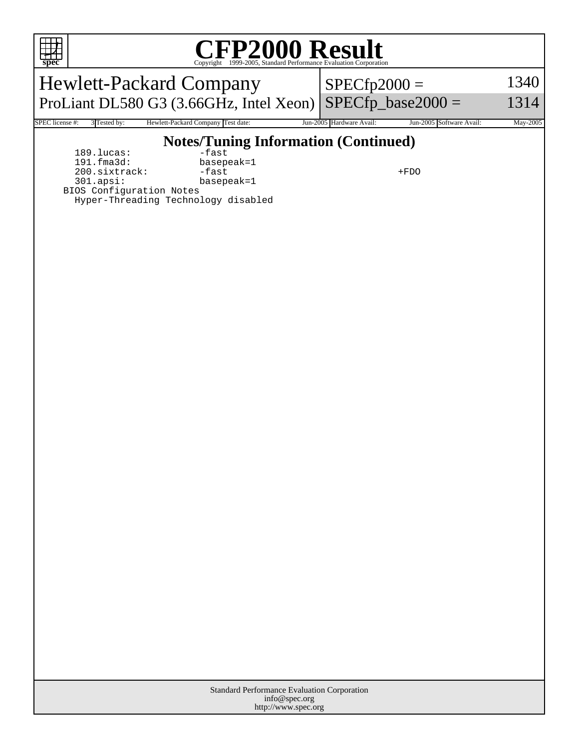# CFP2000 Result

Copyright 1999-2005, Standard Performance Evaluation Corporation

Hewlett-Packard Company
ProLiant DL580 G3 (3.66GHz, Intel Xeon)

SPECfp2000 = 1340
SPECfp_base2000 = 1314

| SPEC license #: | 3 | Tested by: | Hewlett-Packard Company | Test date: | Jun-2005 | Hardware Avail: | Jun-2005 | Software Avail: | May-2005 |
|---|---|---|---|---|---|---|---|---|---|

## Notes/Tuning Information (Continued)

```
      189.lucas:          -fast
      191.fma3d:          basepeak=1
      200.sixtrack:       -fast                          +FDO
      301.apsi:           basepeak=1
    BIOS Configuration Notes
      Hyper-Threading Technology disabled
```

Standard Performance Evaluation Corporation
info@spec.org
http://www.spec.org